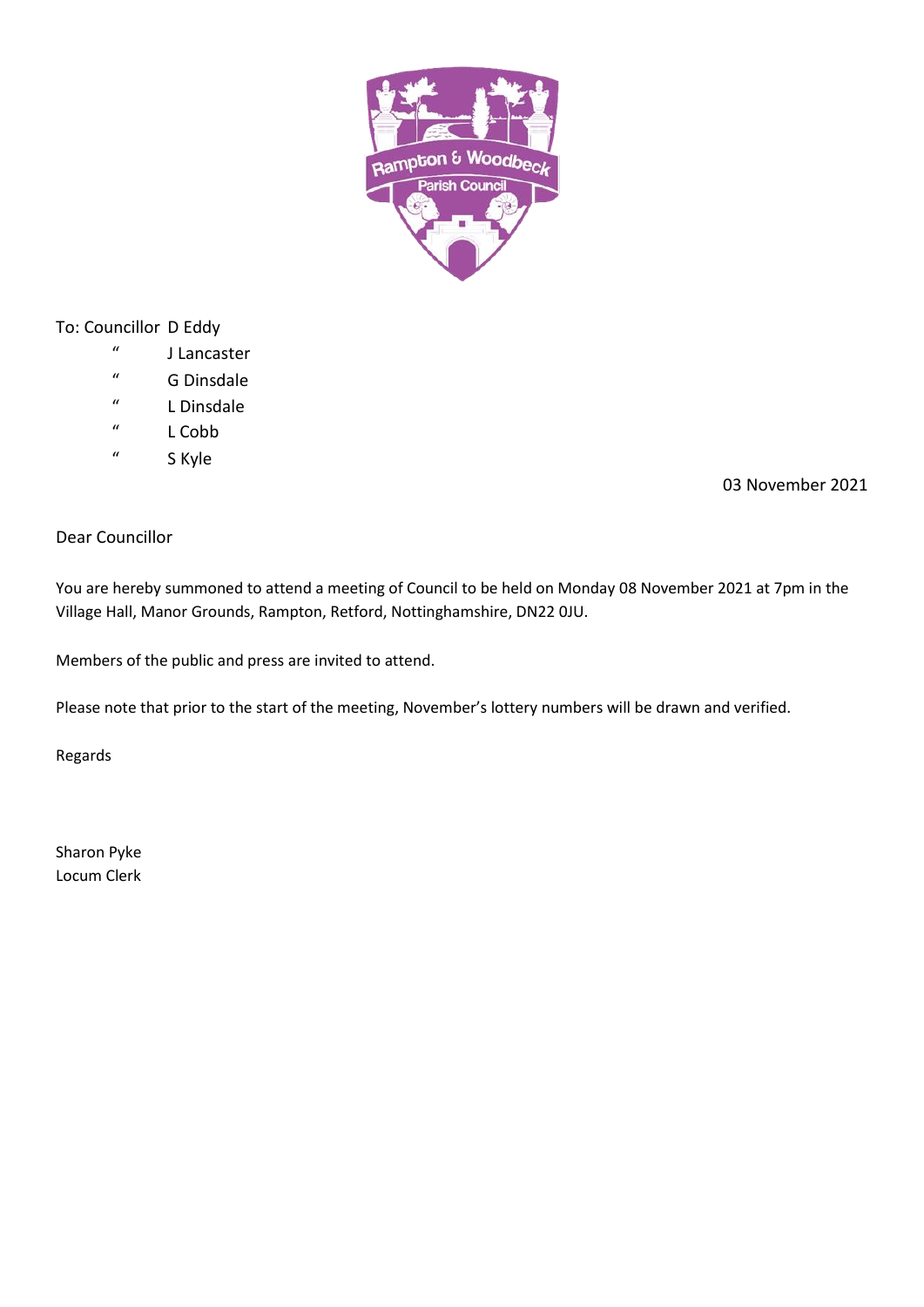To: Councillor D Eddy

"  J Lancaster

"  G Dinsdale

"  L Dinsdale

"  L Cobb

"  S Kyle

03 November 2021

Dear Councillor

You are hereby summoned to attend a meeting of Council to be held on Monday 08 November 2021 at 7pm in the Village Hall, Manor Grounds, Rampton, Retford, Nottinghamshire, DN22 0JU.

Members of the public and press are invited to attend.

Please note that prior to the start of the meeting, November's lottery numbers will be drawn and verified.

Regards

Sharon Pyke
Locum Clerk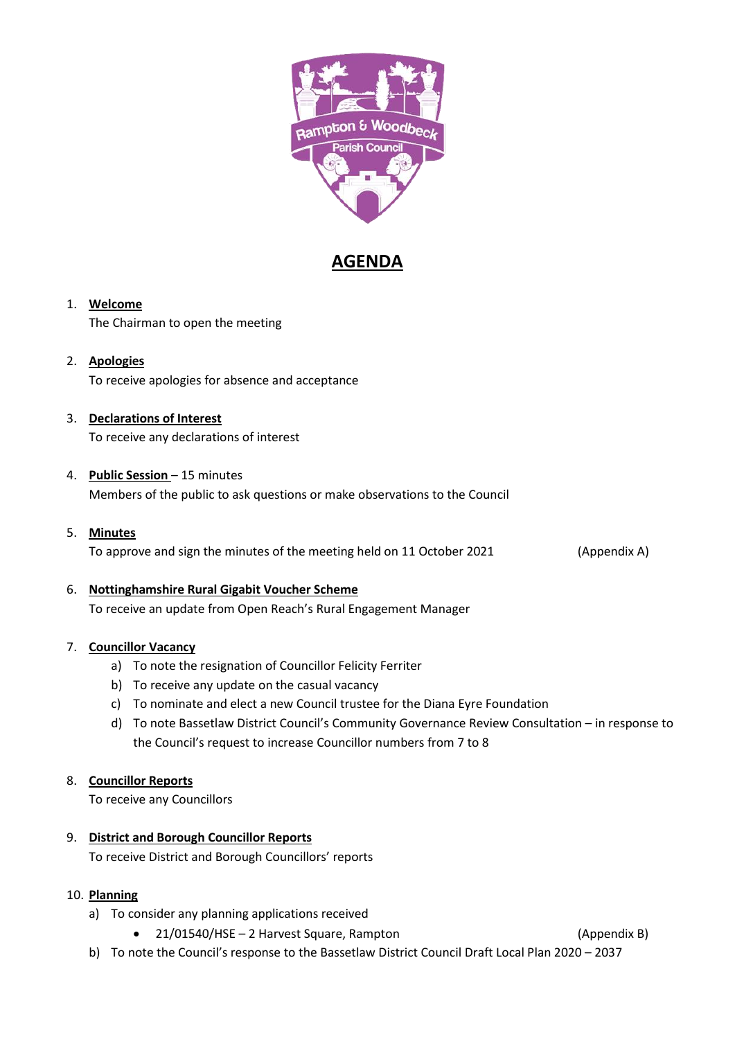# AGENDA

1. **Welcome**
   The Chairman to open the meeting

2. **Apologies**
   To receive apologies for absence and acceptance

3. **Declarations of Interest**
   To receive any declarations of interest

4. **Public Session** – 15 minutes
   Members of the public to ask questions or make observations to the Council

5. **Minutes**
   To approve and sign the minutes of the meeting held on 11 October 2021 (Appendix A)

6. **Nottinghamshire Rural Gigabit Voucher Scheme**
   To receive an update from Open Reach's Rural Engagement Manager

7. **Councillor Vacancy**
   a) To note the resignation of Councillor Felicity Ferriter
   b) To receive any update on the casual vacancy
   c) To nominate and elect a new Council trustee for the Diana Eyre Foundation
   d) To note Bassetlaw District Council's Community Governance Review Consultation – in response to the Council's request to increase Councillor numbers from 7 to 8

8. **Councillor Reports**
   To receive any Councillors

9. **District and Borough Councillor Reports**
   To receive District and Borough Councillors' reports

10. **Planning**
    a) To consider any planning applications received
       - 21/01540/HSE – 2 Harvest Square, Rampton (Appendix B)
    b) To note the Council's response to the Bassetlaw District Council Draft Local Plan 2020 – 2037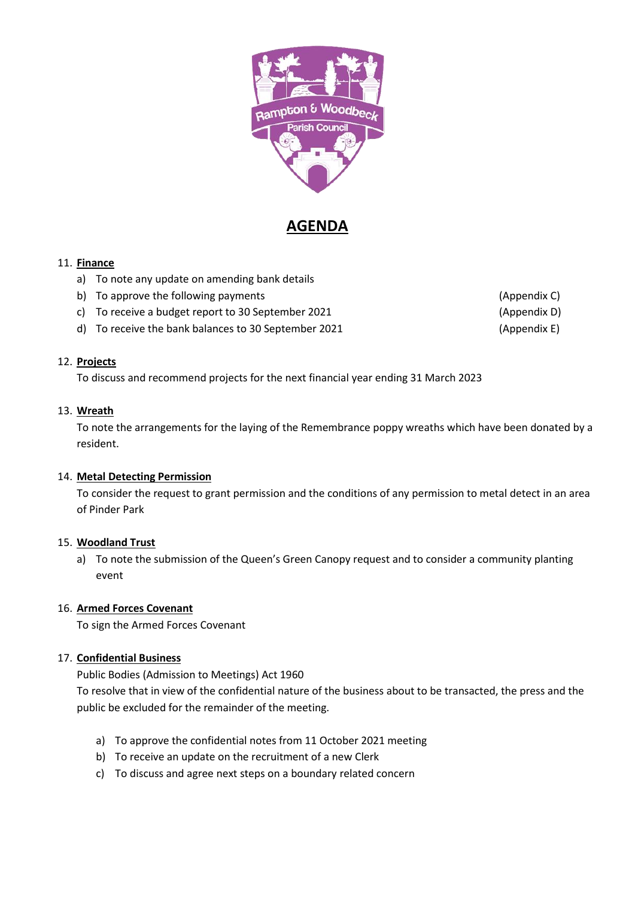# AGENDA

11. **Finance**
    a) To note any update on amending bank details
    b) To approve the following payments (Appendix C)
    c) To receive a budget report to 30 September 2021 (Appendix D)
    d) To receive the bank balances to 30 September 2021 (Appendix E)

12. **Projects**
    To discuss and recommend projects for the next financial year ending 31 March 2023

13. **Wreath**
    To note the arrangements for the laying of the Remembrance poppy wreaths which have been donated by a resident.

14. **Metal Detecting Permission**
    To consider the request to grant permission and the conditions of any permission to metal detect in an area of Pinder Park

15. **Woodland Trust**
    a) To note the submission of the Queen's Green Canopy request and to consider a community planting event

16. **Armed Forces Covenant**
    To sign the Armed Forces Covenant

17. **Confidential Business**
    Public Bodies (Admission to Meetings) Act 1960
    To resolve that in view of the confidential nature of the business about to be transacted, the press and the public be excluded for the remainder of the meeting.

    a) To approve the confidential notes from 11 October 2021 meeting
    b) To receive an update on the recruitment of a new Clerk
    c) To discuss and agree next steps on a boundary related concern